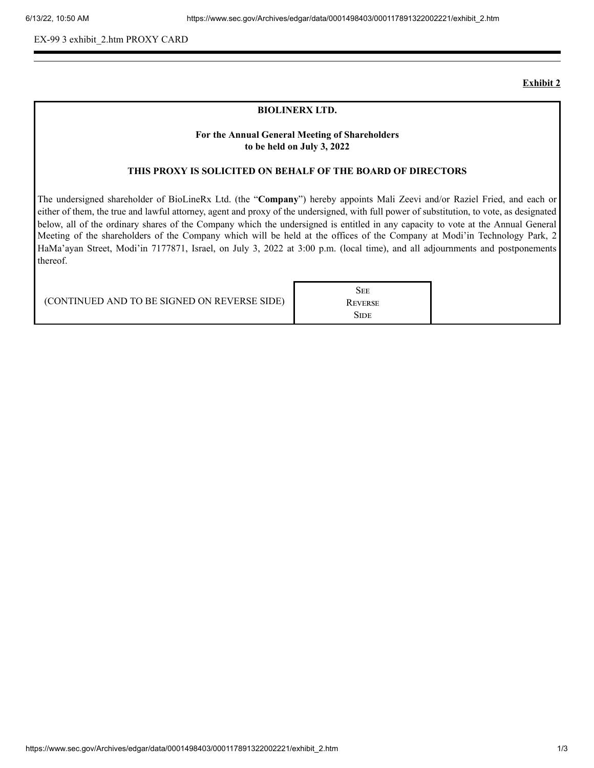EX-99 3 exhibit_2.htm PROXY CARD

**Exhibit 2**

**BIOLINERX LTD.**

**For the Annual General Meeting of Shareholders to be held on July 3, 2022**

**THIS PROXY IS SOLICITED ON BEHALF OF THE BOARD OF DIRECTORS**

The undersigned shareholder of BioLineRx Ltd. (the "**Company**") hereby appoints Mali Zeevi and/or Raziel Fried, and each or either of them, the true and lawful attorney, agent and proxy of the undersigned, with full power of substitution, to vote, as designated below, all of the ordinary shares of the Company which the undersigned is entitled in any capacity to vote at the Annual General Meeting of the shareholders of the Company which will be held at the offices of the Company at Modi'in Technology Park, 2 HaMa'ayan Street, Modi'in 7177871, Israel, on July 3, 2022 at 3:00 p.m. (local time), and all adjournments and postponements thereof.

| (CONTINUED AND TO BE SIGNED ON REVERSE SIDE) | See Reverse Side | |
|---|---|---|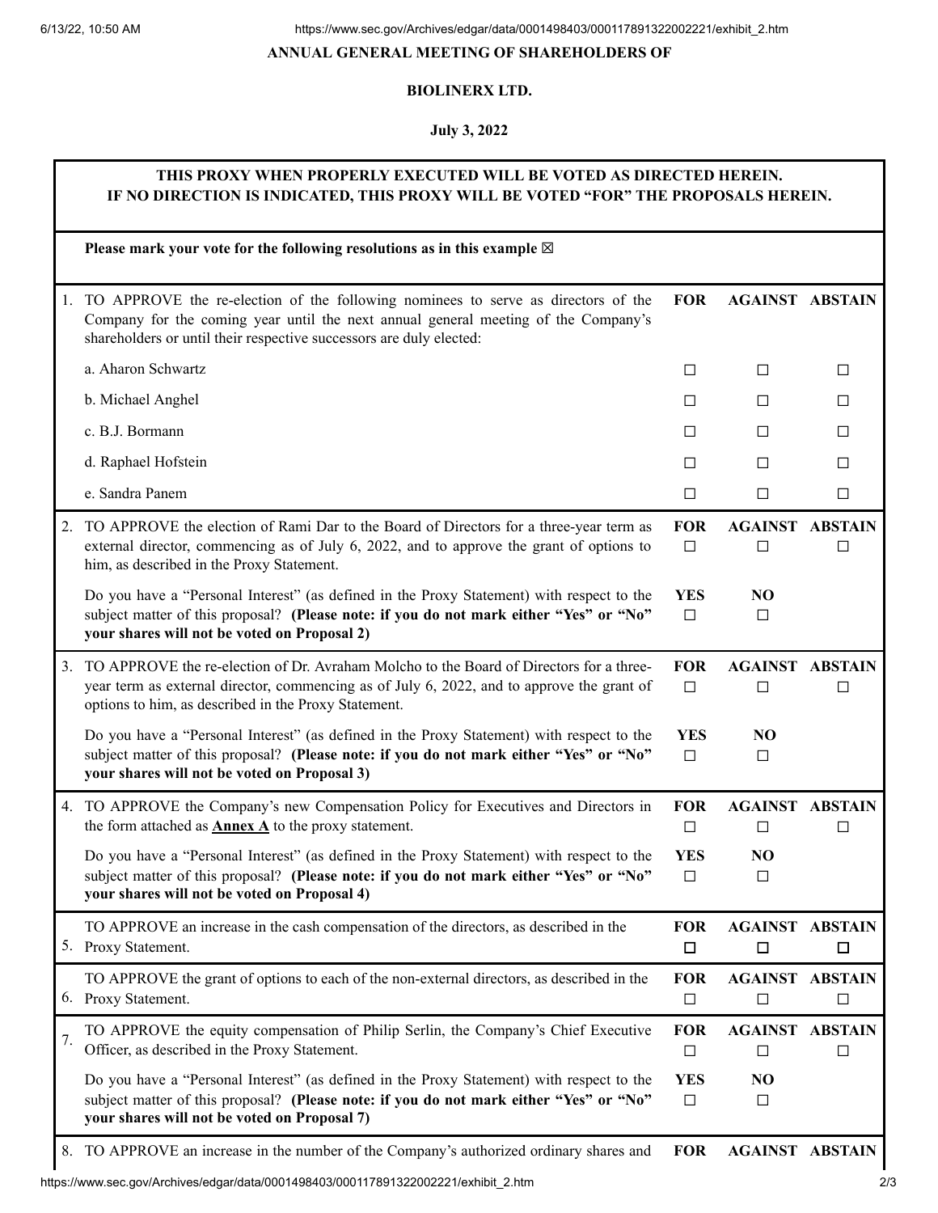**ANNUAL GENERAL MEETING OF SHAREHOLDERS OF**

**BIOLINERX LTD.**

**July 3, 2022**

**THIS PROXY WHEN PROPERLY EXECUTED WILL BE VOTED AS DIRECTED HEREIN.**
**IF NO DIRECTION IS INDICATED, THIS PROXY WILL BE VOTED "FOR" THE PROPOSALS HEREIN.**

**Please mark your vote for the following resolutions as in this example ☒**

| | | FOR | AGAINST | ABSTAIN |
|---|---|---|---|---|
| 1. | TO APPROVE the re-election of the following nominees to serve as directors of the Company for the coming year until the next annual general meeting of the Company's shareholders or until their respective successors are duly elected: | | | |
| | a. Aharon Schwartz | ☐ | ☐ | ☐ |
| | b. Michael Anghel | ☐ | ☐ | ☐ |
| | c. B.J. Bormann | ☐ | ☐ | ☐ |
| | d. Raphael Hofstein | ☐ | ☐ | ☐ |
| | e. Sandra Panem | ☐ | ☐ | ☐ |
| 2. | TO APPROVE the election of Rami Dar to the Board of Directors for a three-year term as external director, commencing as of July 6, 2022, and to approve the grant of options to him, as described in the Proxy Statement. | FOR ☐ | AGAINST ☐ | ABSTAIN ☐ |
| | Do you have a "Personal Interest" (as defined in the Proxy Statement) with respect to the subject matter of this proposal? **(Please note: if you do not mark either "Yes" or "No" your shares will not be voted on Proposal 2)** | YES ☐ | NO ☐ | |
| 3. | TO APPROVE the re-election of Dr. Avraham Molcho to the Board of Directors for a three-year term as external director, commencing as of July 6, 2022, and to approve the grant of options to him, as described in the Proxy Statement. | FOR ☐ | AGAINST ☐ | ABSTAIN ☐ |
| | Do you have a "Personal Interest" (as defined in the Proxy Statement) with respect to the subject matter of this proposal? **(Please note: if you do not mark either "Yes" or "No" your shares will not be voted on Proposal 3)** | YES ☐ | NO ☐ | |
| 4. | TO APPROVE the Company's new Compensation Policy for Executives and Directors in the form attached as **Annex A** to the proxy statement. | FOR ☐ | AGAINST ☐ | ABSTAIN ☐ |
| | Do you have a "Personal Interest" (as defined in the Proxy Statement) with respect to the subject matter of this proposal? **(Please note: if you do not mark either "Yes" or "No" your shares will not be voted on Proposal 4)** | YES ☐ | NO ☐ | |
| 5. | TO APPROVE an increase in the cash compensation of the directors, as described in the Proxy Statement. | FOR ☐ | AGAINST ☐ | ABSTAIN ☐ |
| 6. | TO APPROVE the grant of options to each of the non-external directors, as described in the Proxy Statement. | FOR ☐ | AGAINST ☐ | ABSTAIN ☐ |
| 7. | TO APPROVE the equity compensation of Philip Serlin, the Company's Chief Executive Officer, as described in the Proxy Statement. | FOR ☐ | AGAINST ☐ | ABSTAIN ☐ |
| | Do you have a "Personal Interest" (as defined in the Proxy Statement) with respect to the subject matter of this proposal? **(Please note: if you do not mark either "Yes" or "No" your shares will not be voted on Proposal 7)** | YES ☐ | NO ☐ | |
| 8. | TO APPROVE an increase in the number of the Company's authorized ordinary shares and | FOR | AGAINST | ABSTAIN |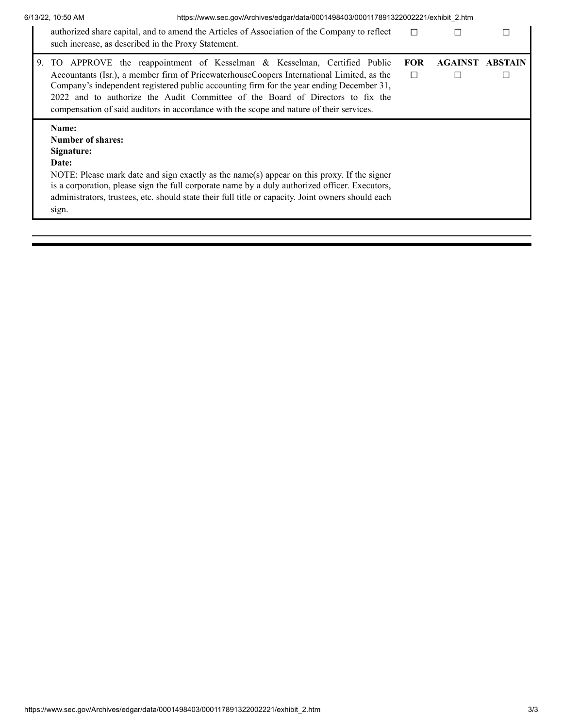| | | | |
|---|---|---|---|
| authorized share capital, and to amend the Articles of Association of the Company to reflect such increase, as described in the Proxy Statement. | ☐ | ☐ | ☐ |
| 9. TO APPROVE the reappointment of Kesselman & Kesselman, Certified Public Accountants (Isr.), a member firm of PricewaterhouseCoopers International Limited, as the Company's independent registered public accounting firm for the year ending December 31, 2022 and to authorize the Audit Committee of the Board of Directors to fix the compensation of said auditors in accordance with the scope and nature of their services. | **FOR** ☐ | **AGAINST** ☐ | **ABSTAIN** ☐ |

**Name:**
**Number of shares:**
**Signature:**
**Date:**

NOTE: Please mark date and sign exactly as the name(s) appear on this proxy. If the signer is a corporation, please sign the full corporate name by a duly authorized officer. Executors, administrators, trustees, etc. should state their full title or capacity. Joint owners should each sign.